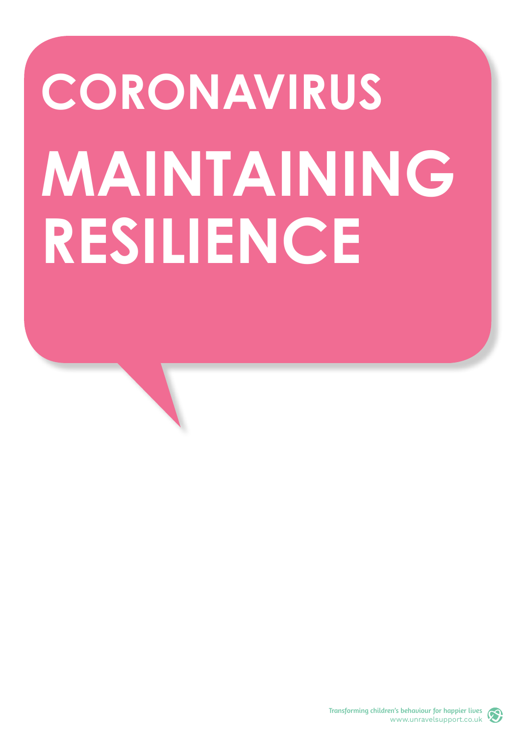# CORONAVIRUS

# MAINTAINING RESILIENCE

Transforming children's behaviour for happier lives
www.unravelsupport.co.uk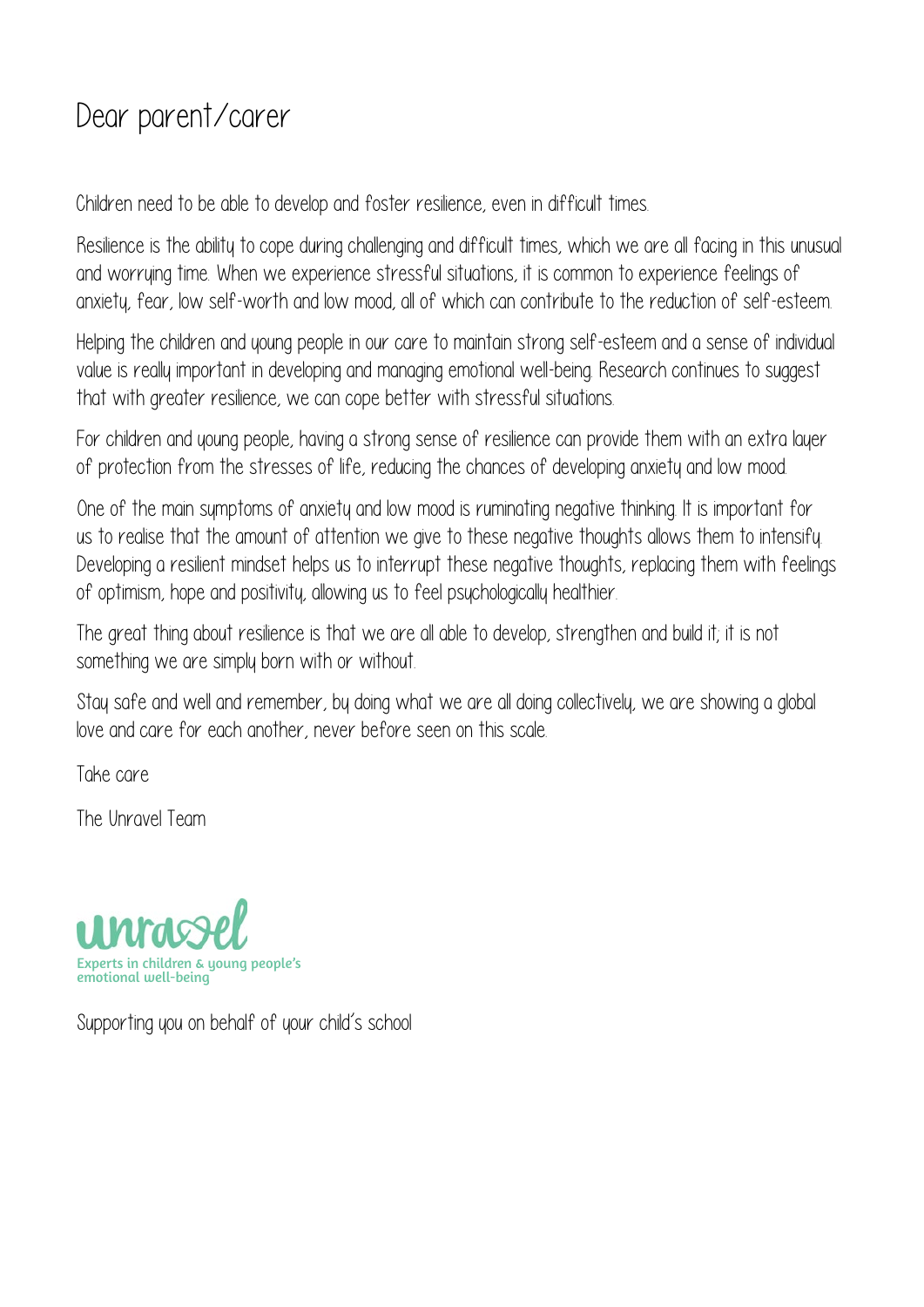# Dear parent/carer

Children need to be able to develop and foster resilience, even in difficult times.

Resilience is the ability to cope during challenging and difficult times, which we are all facing in this unusual and worrying time. When we experience stressful situations, it is common to experience feelings of anxiety, fear, low self-worth and low mood, all of which can contribute to the reduction of self-esteem.

Helping the children and young people in our care to maintain strong self-esteem and a sense of individual value is really important in developing and managing emotional well-being. Research continues to suggest that with greater resilience, we can cope better with stressful situations.

For children and young people, having a strong sense of resilience can provide them with an extra layer of protection from the stresses of life, reducing the chances of developing anxiety and low mood.

One of the main symptoms of anxiety and low mood is ruminating negative thinking. It is important for us to realise that the amount of attention we give to these negative thoughts allows them to intensify. Developing a resilient mindset helps us to interrupt these negative thoughts, replacing them with feelings of optimism, hope and positivity, allowing us to feel psychologically healthier.

The great thing about resilience is that we are all able to develop, strengthen and build it; it is not something we are simply born with or without.

Stay safe and well and remember, by doing what we are all doing collectively, we are showing a global love and care for each another, never before seen on this scale.

Take care

The Unravel Team

unravel
Experts in children & young people's emotional well-being

Supporting you on behalf of your child's school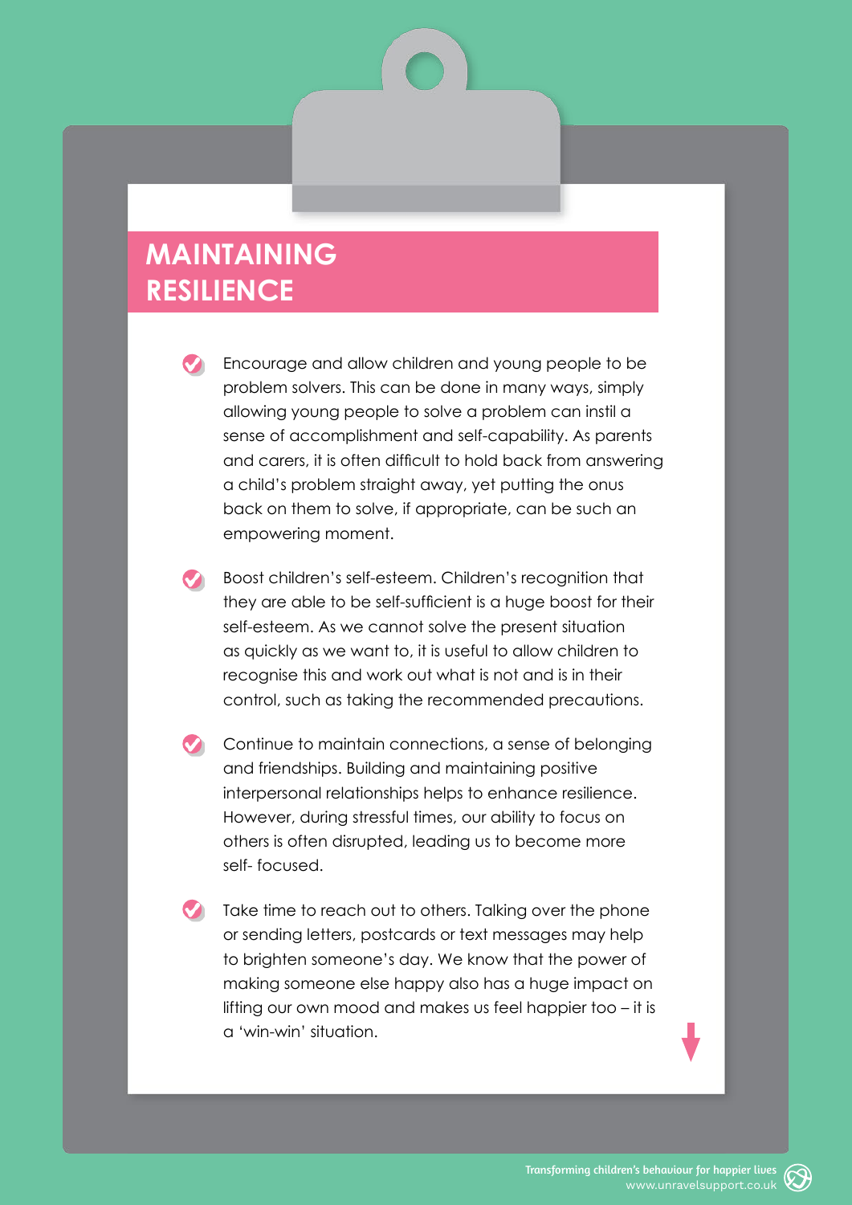# MAINTAINING RESILIENCE

- Encourage and allow children and young people to be problem solvers. This can be done in many ways, simply allowing young people to solve a problem can instil a sense of accomplishment and self-capability. As parents and carers, it is often difficult to hold back from answering a child's problem straight away, yet putting the onus back on them to solve, if appropriate, can be such an empowering moment.

- Boost children's self-esteem. Children's recognition that they are able to be self-sufficient is a huge boost for their self-esteem. As we cannot solve the present situation as quickly as we want to, it is useful to allow children to recognise this and work out what is not and is in their control, such as taking the recommended precautions.

- Continue to maintain connections, a sense of belonging and friendships. Building and maintaining positive interpersonal relationships helps to enhance resilience. However, during stressful times, our ability to focus on others is often disrupted, leading us to become more self- focused.

- Take time to reach out to others. Talking over the phone or sending letters, postcards or text messages may help to brighten someone's day. We know that the power of making someone else happy also has a huge impact on lifting our own mood and makes us feel happier too – it is a 'win-win' situation.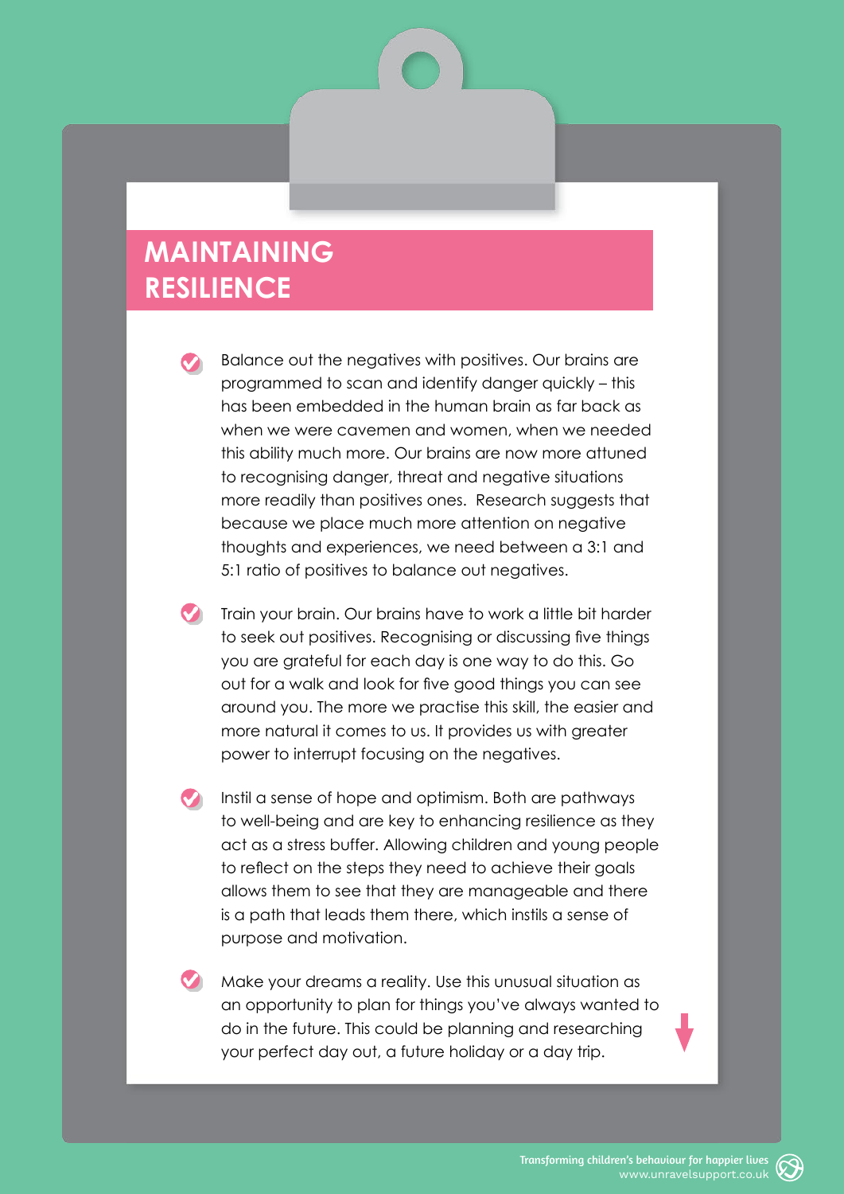# MAINTAINING RESILIENCE

- Balance out the negatives with positives. Our brains are programmed to scan and identify danger quickly – this has been embedded in the human brain as far back as when we were cavemen and women, when we needed this ability much more. Our brains are now more attuned to recognising danger, threat and negative situations more readily than positives ones. Research suggests that because we place much more attention on negative thoughts and experiences, we need between a 3:1 and 5:1 ratio of positives to balance out negatives.
- Train your brain. Our brains have to work a little bit harder to seek out positives. Recognising or discussing five things you are grateful for each day is one way to do this. Go out for a walk and look for five good things you can see around you. The more we practise this skill, the easier and more natural it comes to us. It provides us with greater power to interrupt focusing on the negatives.
- Instil a sense of hope and optimism. Both are pathways to well-being and are key to enhancing resilience as they act as a stress buffer. Allowing children and young people to reflect on the steps they need to achieve their goals allows them to see that they are manageable and there is a path that leads them there, which instils a sense of purpose and motivation.
- Make your dreams a reality. Use this unusual situation as an opportunity to plan for things you've always wanted to do in the future. This could be planning and researching your perfect day out, a future holiday or a day trip.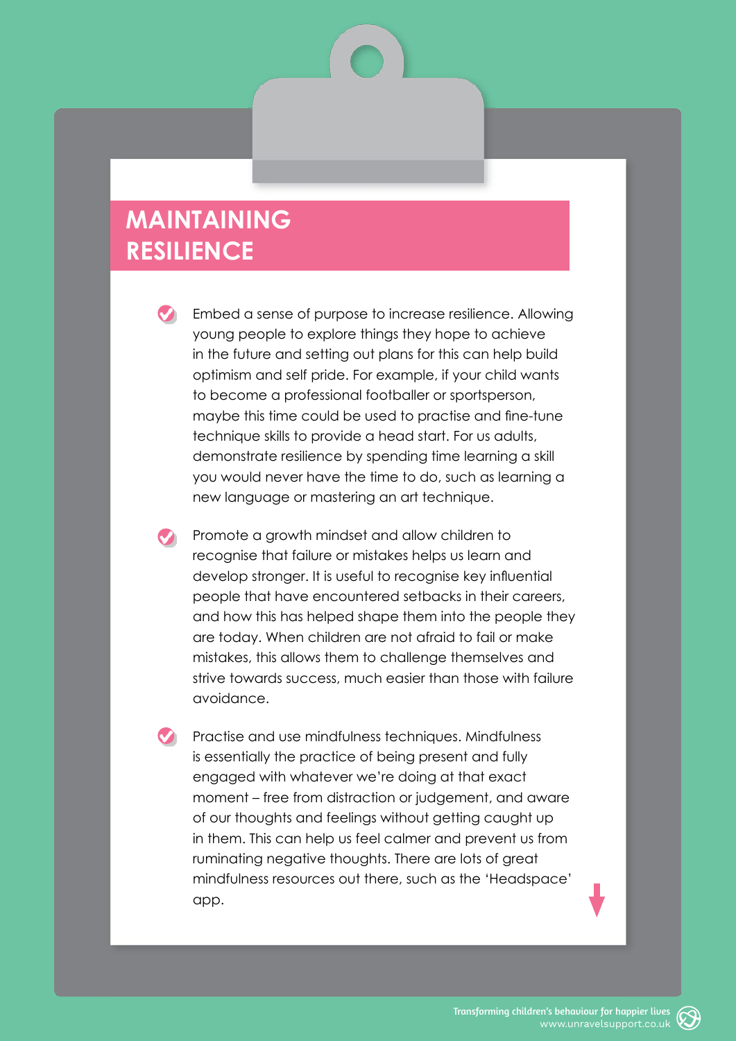# MAINTAINING RESILIENCE

- Embed a sense of purpose to increase resilience. Allowing young people to explore things they hope to achieve in the future and setting out plans for this can help build optimism and self pride. For example, if your child wants to become a professional footballer or sportsperson, maybe this time could be used to practise and fine-tune technique skills to provide a head start. For us adults, demonstrate resilience by spending time learning a skill you would never have the time to do, such as learning a new language or mastering an art technique.

- Promote a growth mindset and allow children to recognise that failure or mistakes helps us learn and develop stronger. It is useful to recognise key influential people that have encountered setbacks in their careers, and how this has helped shape them into the people they are today. When children are not afraid to fail or make mistakes, this allows them to challenge themselves and strive towards success, much easier than those with failure avoidance.

- Practise and use mindfulness techniques. Mindfulness is essentially the practice of being present and fully engaged with whatever we're doing at that exact moment – free from distraction or judgement, and aware of our thoughts and feelings without getting caught up in them. This can help us feel calmer and prevent us from ruminating negative thoughts. There are lots of great mindfulness resources out there, such as the 'Headspace' app.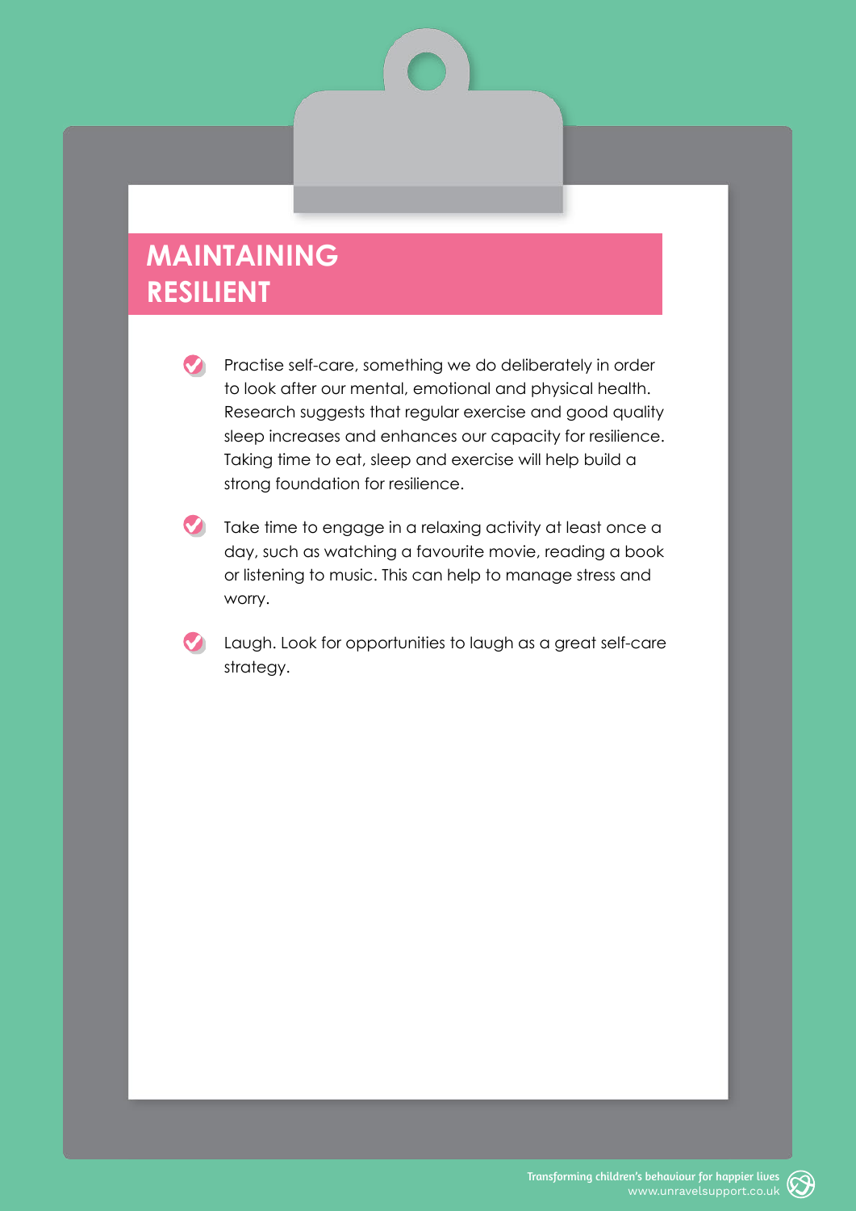# MAINTAINING RESILIENT

- Practise self-care, something we do deliberately in order to look after our mental, emotional and physical health. Research suggests that regular exercise and good quality sleep increases and enhances our capacity for resilience. Taking time to eat, sleep and exercise will help build a strong foundation for resilience.
- Take time to engage in a relaxing activity at least once a day, such as watching a favourite movie, reading a book or listening to music. This can help to manage stress and worry.
- Laugh. Look for opportunities to laugh as a great self-care strategy.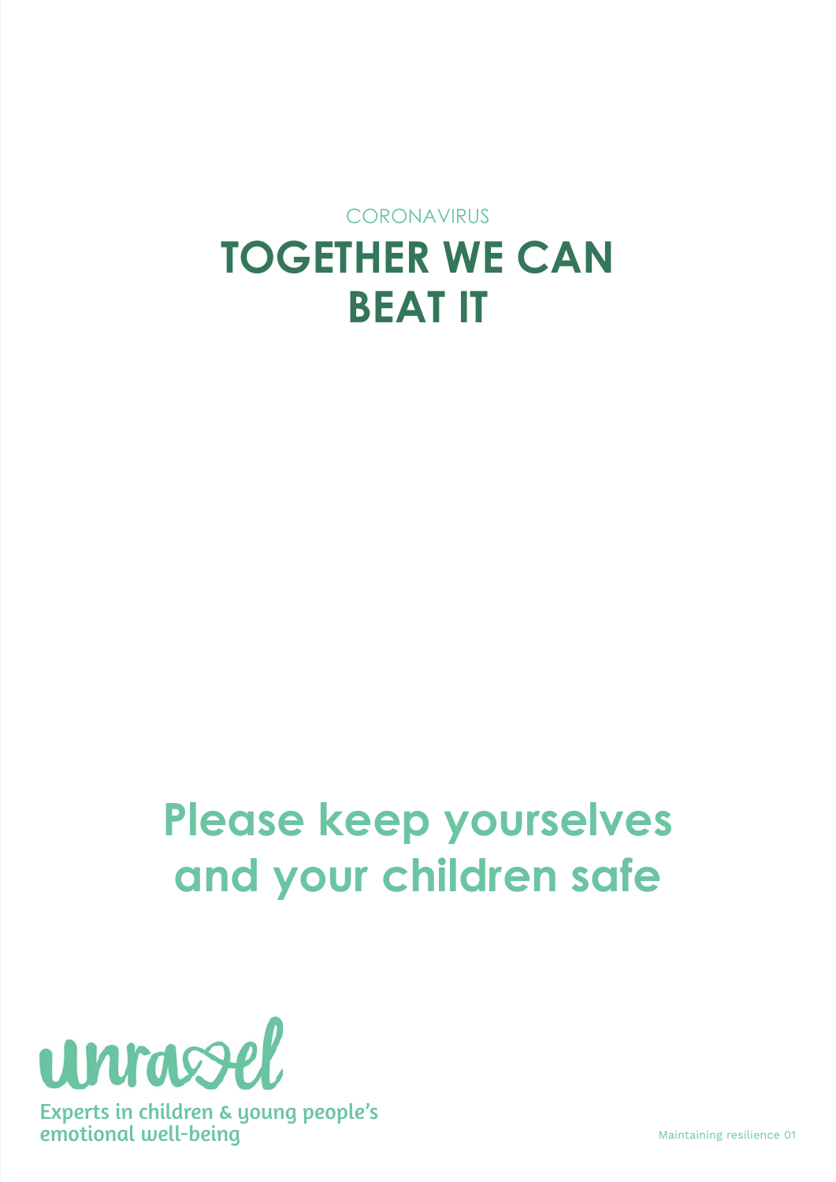CORONAVIRUS

# TOGETHER WE CAN BEAT IT

## Please keep yourselves and your children safe

unravel

Experts in children & young people's emotional well-being